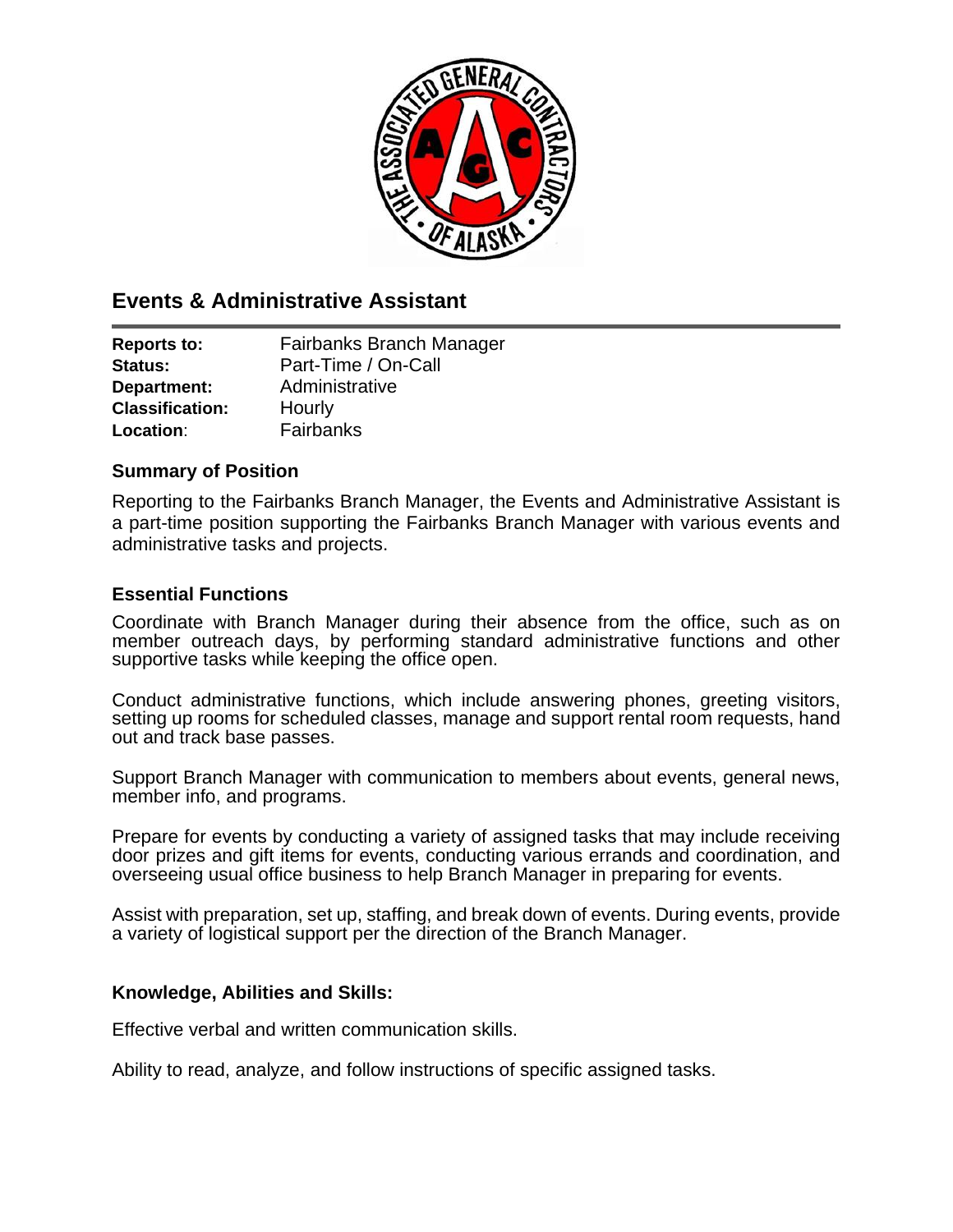# Events & Administrative Assistant

| | |
|---|---|
| **Reports to:** | Fairbanks Branch Manager |
| **Status:** | Part-Time / On-Call |
| **Department:** | Administrative |
| **Classification:** | Hourly |
| **Location:** | Fairbanks |

## Summary of Position

Reporting to the Fairbanks Branch Manager, the Events and Administrative Assistant is a part-time position supporting the Fairbanks Branch Manager with various events and administrative tasks and projects.

## Essential Functions

Coordinate with Branch Manager during their absence from the office, such as on member outreach days, by performing standard administrative functions and other supportive tasks while keeping the office open.

Conduct administrative functions, which include answering phones, greeting visitors, setting up rooms for scheduled classes, manage and support rental room requests, hand out and track base passes.

Support Branch Manager with communication to members about events, general news, member info, and programs.

Prepare for events by conducting a variety of assigned tasks that may include receiving door prizes and gift items for events, conducting various errands and coordination, and overseeing usual office business to help Branch Manager in preparing for events.

Assist with preparation, set up, staffing, and break down of events. During events, provide a variety of logistical support per the direction of the Branch Manager.

## Knowledge, Abilities and Skills:

Effective verbal and written communication skills.

Ability to read, analyze, and follow instructions of specific assigned tasks.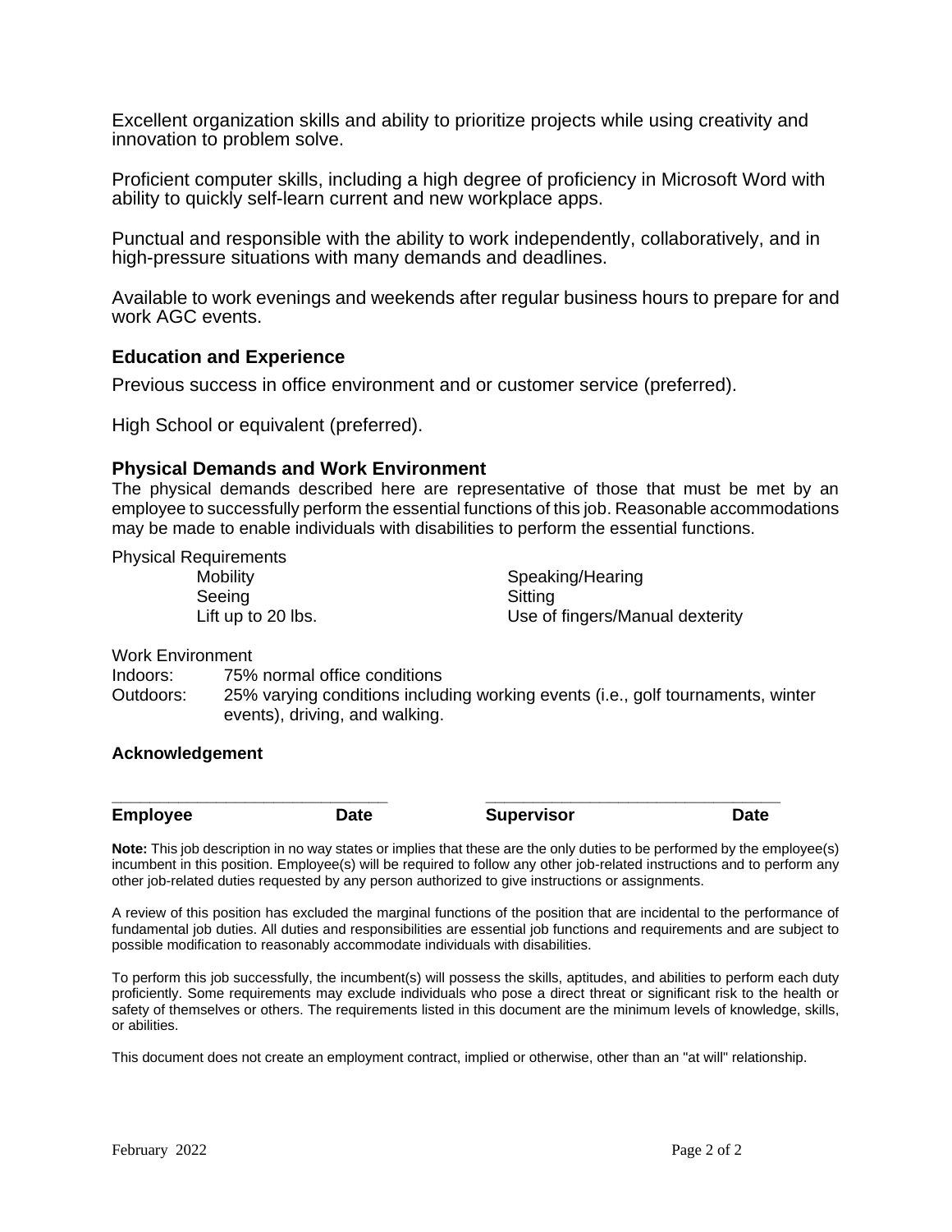Excellent organization skills and ability to prioritize projects while using creativity and innovation to problem solve.

Proficient computer skills, including a high degree of proficiency in Microsoft Word with ability to quickly self-learn current and new workplace apps.

Punctual and responsible with the ability to work independently, collaboratively, and in high-pressure situations with many demands and deadlines.

Available to work evenings and weekends after regular business hours to prepare for and work AGC events.

### Education and Experience

Previous success in office environment and or customer service (preferred).

High School or equivalent (preferred).

### Physical Demands and Work Environment

The physical demands described here are representative of those that must be met by an employee to successfully perform the essential functions of this job. Reasonable accommodations may be made to enable individuals with disabilities to perform the essential functions.

Physical Requirements

| | |
|---|---|
| Mobility | Speaking/Hearing |
| Seeing | Sitting |
| Lift up to 20 lbs. | Use of fingers/Manual dexterity |

Work Environment

| | |
|---|---|
| Indoors: | 75% normal office conditions |
| Outdoors: | 25% varying conditions including working events (i.e., golf tournaments, winter events), driving, and walking. |

**Acknowledgement**

| | | | |
|---|---|---|---|
| **Employee** | **Date** | **Supervisor** | **Date** |

**Note:** This job description in no way states or implies that these are the only duties to be performed by the employee(s) incumbent in this position. Employee(s) will be required to follow any other job-related instructions and to perform any other job-related duties requested by any person authorized to give instructions or assignments.

A review of this position has excluded the marginal functions of the position that are incidental to the performance of fundamental job duties. All duties and responsibilities are essential job functions and requirements and are subject to possible modification to reasonably accommodate individuals with disabilities.

To perform this job successfully, the incumbent(s) will possess the skills, aptitudes, and abilities to perform each duty proficiently. Some requirements may exclude individuals who pose a direct threat or significant risk to the health or safety of themselves or others. The requirements listed in this document are the minimum levels of knowledge, skills, or abilities.

This document does not create an employment contract, implied or otherwise, other than an "at will" relationship.

February 2022